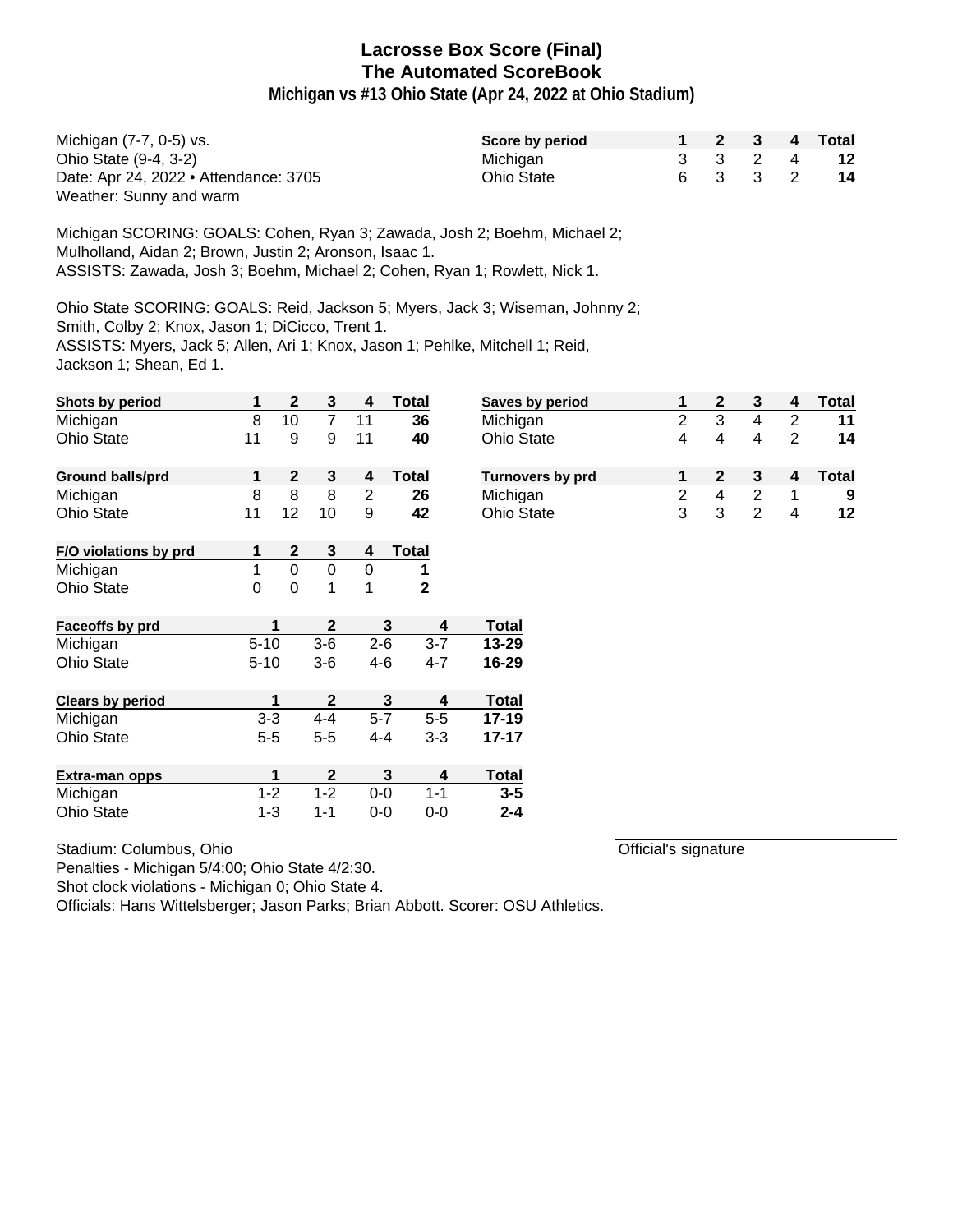# Lacrosse Box Score (Final)
## The Automated ScoreBook
### Michigan vs #13 Ohio State (Apr 24, 2022 at Ohio Stadium)

Michigan (7-7, 0-5) vs.
Ohio State (9-4, 3-2)
Date: Apr 24, 2022 • Attendance: 3705
Weather: Sunny and warm

| Score by period | 1 | 2 | 3 | 4 | Total |
|---|---|---|---|---|---|
| Michigan | 3 | 3 | 2 | 4 | **12** |
| Ohio State | 6 | 3 | 3 | 2 | **14** |

Michigan SCORING: GOALS: Cohen, Ryan 3; Zawada, Josh 2; Boehm, Michael 2; Mulholland, Aidan 2; Brown, Justin 2; Aronson, Isaac 1.
ASSISTS: Zawada, Josh 3; Boehm, Michael 2; Cohen, Ryan 1; Rowlett, Nick 1.

Ohio State SCORING: GOALS: Reid, Jackson 5; Myers, Jack 3; Wiseman, Johnny 2; Smith, Colby 2; Knox, Jason 1; DiCicco, Trent 1.
ASSISTS: Myers, Jack 5; Allen, Ari 1; Knox, Jason 1; Pehlke, Mitchell 1; Reid, Jackson 1; Shean, Ed 1.

| Shots by period | 1 | 2 | 3 | 4 | Total |
|---|---|---|---|---|---|
| Michigan | 8 | 10 | 7 | 11 | **36** |
| Ohio State | 11 | 9 | 9 | 11 | **40** |

| Saves by period | 1 | 2 | 3 | 4 | Total |
|---|---|---|---|---|---|
| Michigan | 2 | 3 | 4 | 2 | **11** |
| Ohio State | 4 | 4 | 4 | 2 | **14** |

| Ground balls/prd | 1 | 2 | 3 | 4 | Total |
|---|---|---|---|---|---|
| Michigan | 8 | 8 | 8 | 2 | **26** |
| Ohio State | 11 | 12 | 10 | 9 | **42** |

| Turnovers by prd | 1 | 2 | 3 | 4 | Total |
|---|---|---|---|---|---|
| Michigan | 2 | 4 | 2 | 1 | **9** |
| Ohio State | 3 | 3 | 2 | 4 | **12** |

| F/O violations by prd | 1 | 2 | 3 | 4 | Total |
|---|---|---|---|---|---|
| Michigan | 1 | 0 | 0 | 0 | **1** |
| Ohio State | 0 | 0 | 1 | 1 | **2** |

| Faceoffs by prd | 1 | 2 | 3 | 4 | Total |
|---|---|---|---|---|---|
| Michigan | 5-10 | 3-6 | 2-6 | 3-7 | **13-29** |
| Ohio State | 5-10 | 3-6 | 4-6 | 4-7 | **16-29** |

| Clears by period | 1 | 2 | 3 | 4 | Total |
|---|---|---|---|---|---|
| Michigan | 3-3 | 4-4 | 5-7 | 5-5 | **17-19** |
| Ohio State | 5-5 | 5-5 | 4-4 | 3-3 | **17-17** |

| Extra-man opps | 1 | 2 | 3 | 4 | Total |
|---|---|---|---|---|---|
| Michigan | 1-2 | 1-2 | 0-0 | 1-1 | **3-5** |
| Ohio State | 1-3 | 1-1 | 0-0 | 0-0 | **2-4** |

Stadium: Columbus, Ohio
Penalties - Michigan 5/4:00; Ohio State 4/2:30.
Shot clock violations - Michigan 0; Ohio State 4.
Officials: Hans Wittelsberger; Jason Parks; Brian Abbott. Scorer: OSU Athletics.

Official's signature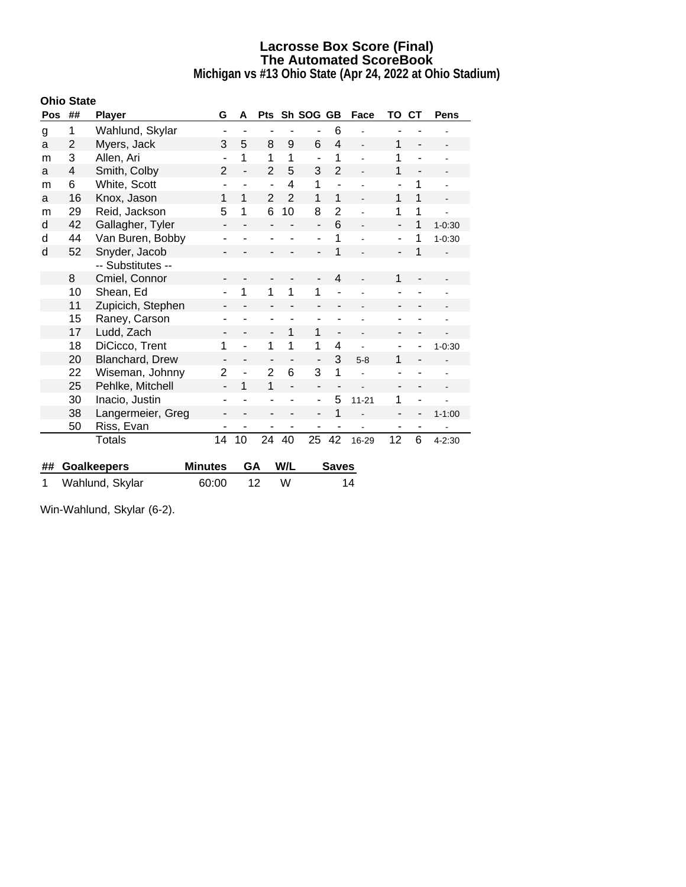# Lacrosse Box Score (Final)
## The Automated ScoreBook
### Michigan vs #13 Ohio State (Apr 24, 2022 at Ohio Stadium)

**Ohio State**

| Pos | ## | Player | G | A | Pts | Sh | SOG | GB | Face | TO | CT | Pens |
|---|---|---|---|---|---|---|---|---|---|---|---|---|
| g | 1 | Wahlund, Skylar | - | - | - | - | - | 6 | - | - | - | - |
| a | 2 | Myers, Jack | 3 | 5 | 8 | 9 | 6 | 4 | - | 1 | - | - |
| m | 3 | Allen, Ari | - | 1 | 1 | 1 | - | 1 | - | 1 | - | - |
| a | 4 | Smith, Colby | 2 | - | 2 | 5 | 3 | 2 | - | 1 | - | - |
| m | 6 | White, Scott | - | - | - | 4 | 1 | - | - | - | 1 | - |
| a | 16 | Knox, Jason | 1 | 1 | 2 | 2 | 1 | 1 | - | 1 | 1 | - |
| m | 29 | Reid, Jackson | 5 | 1 | 6 | 10 | 8 | 2 | - | 1 | 1 | - |
| d | 42 | Gallagher, Tyler | - | - | - | - | - | 6 | - | - | 1 | 1-0:30 |
| d | 44 | Van Buren, Bobby | - | - | - | - | - | 1 | - | - | 1 | 1-0:30 |
| d | 52 | Snyder, Jacob | - | - | - | - | - | 1 | - | - | 1 | - |
| | | -- Substitutes -- | | | | | | | | | | |
| | 8 | Cmiel, Connor | - | - | - | - | - | 4 | - | 1 | - | - |
| | 10 | Shean, Ed | - | 1 | 1 | 1 | 1 | - | - | - | - | - |
| | 11 | Zupicich, Stephen | - | - | - | - | - | - | - | - | - | - |
| | 15 | Raney, Carson | - | - | - | - | - | - | - | - | - | - |
| | 17 | Ludd, Zach | - | - | - | 1 | 1 | - | - | - | - | - |
| | 18 | DiCicco, Trent | 1 | - | 1 | 1 | 1 | 4 | - | - | - | 1-0:30 |
| | 20 | Blanchard, Drew | - | - | - | - | - | 3 | 5-8 | 1 | - | - |
| | 22 | Wiseman, Johnny | 2 | - | 2 | 6 | 3 | 1 | - | - | - | - |
| | 25 | Pehlke, Mitchell | - | 1 | 1 | - | - | - | - | - | - | - |
| | 30 | Inacio, Justin | - | - | - | - | - | 5 | 11-21 | 1 | - | - |
| | 38 | Langermeier, Greg | - | - | - | - | - | 1 | - | - | - | 1-1:00 |
| | 50 | Riss, Evan | - | - | - | - | - | - | - | - | - | - |
| | | Totals | 14 | 10 | 24 | 40 | 25 | 42 | 16-29 | 12 | 6 | 4-2:30 |

| ## | Goalkeepers | Minutes | GA | W/L | Saves |
|---|---|---|---|---|---|
| 1 | Wahlund, Skylar | 60:00 | 12 | W | 14 |

Win-Wahlund, Skylar (6-2).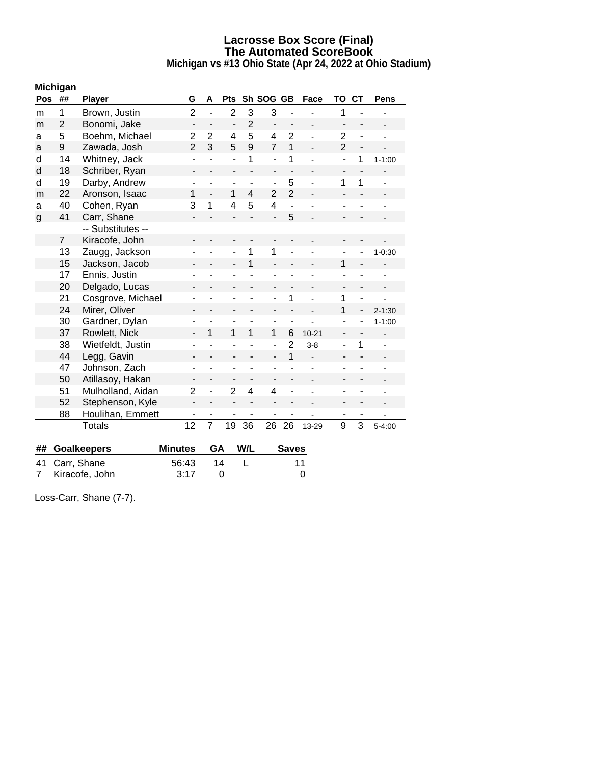# Lacrosse Box Score (Final)
## The Automated ScoreBook
### Michigan vs #13 Ohio State (Apr 24, 2022 at Ohio Stadium)

**Michigan**

| Pos | ## | Player | G | A | Pts | Sh | SOG | GB | Face | TO | CT | Pens |
|---|---|---|---|---|---|---|---|---|---|---|---|---|
| m | 1 | Brown, Justin | 2 | - | 2 | 3 | 3 | - | - | 1 | - | - |
| m | 2 | Bonomi, Jake | - | - | - | 2 | - | - | - | - | - | - |
| a | 5 | Boehm, Michael | 2 | 2 | 4 | 5 | 4 | 2 | - | 2 | - | - |
| a | 9 | Zawada, Josh | 2 | 3 | 5 | 9 | 7 | 1 | - | 2 | - | - |
| d | 14 | Whitney, Jack | - | - | - | 1 | - | 1 | - | - | 1 | 1-1:00 |
| d | 18 | Schriber, Ryan | - | - | - | - | - | - | - | - | - | - |
| d | 19 | Darby, Andrew | - | - | - | - | - | 5 | - | 1 | 1 | - |
| m | 22 | Aronson, Isaac | 1 | - | 1 | 4 | 2 | 2 | - | - | - | - |
| a | 40 | Cohen, Ryan | 3 | 1 | 4 | 5 | 4 | - | - | - | - | - |
| g | 41 | Carr, Shane | - | - | - | - | - | 5 | - | - | - | - |
| | | -- Substitutes -- | | | | | | | | | | |
| | 7 | Kiracofe, John | - | - | - | - | - | - | - | - | - | - |
| | 13 | Zaugg, Jackson | - | - | - | 1 | 1 | - | - | - | - | 1-0:30 |
| | 15 | Jackson, Jacob | - | - | - | 1 | - | - | - | 1 | - | - |
| | 17 | Ennis, Justin | - | - | - | - | - | - | - | - | - | - |
| | 20 | Delgado, Lucas | - | - | - | - | - | - | - | - | - | - |
| | 21 | Cosgrove, Michael | - | - | - | - | - | 1 | - | 1 | - | - |
| | 24 | Mirer, Oliver | - | - | - | - | - | - | - | 1 | - | 2-1:30 |
| | 30 | Gardner, Dylan | - | - | - | - | - | - | - | - | - | 1-1:00 |
| | 37 | Rowlett, Nick | - | 1 | 1 | 1 | 1 | 6 | 10-21 | - | - | - |
| | 38 | Wietfeldt, Justin | - | - | - | - | - | 2 | 3-8 | - | 1 | - |
| | 44 | Legg, Gavin | - | - | - | - | - | 1 | - | - | - | - |
| | 47 | Johnson, Zach | - | - | - | - | - | - | - | - | - | - |
| | 50 | Atillasoy, Hakan | - | - | - | - | - | - | - | - | - | - |
| | 51 | Mulholland, Aidan | 2 | - | 2 | 4 | 4 | - | - | - | - | - |
| | 52 | Stephenson, Kyle | - | - | - | - | - | - | - | - | - | - |
| | 88 | Houlihan, Emmett | - | - | - | - | - | - | - | - | - | - |
| | | Totals | 12 | 7 | 19 | 36 | 26 | 26 | 13-29 | 9 | 3 | 5-4:00 |

| ## | Goalkeepers | Minutes | GA | W/L | Saves |
|---|---|---|---|---|---|
| 41 | Carr, Shane | 56:43 | 14 | L | 11 |
| 7 | Kiracofe, John | 3:17 | 0 | | 0 |

Loss-Carr, Shane (7-7).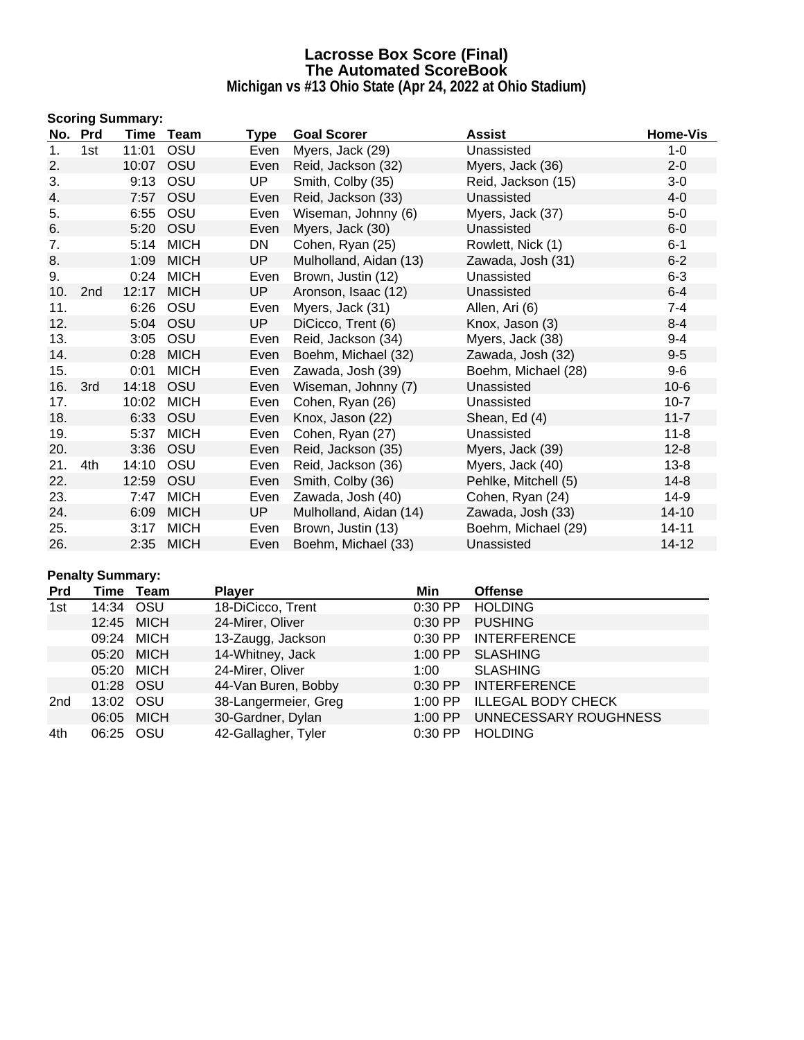# Lacrosse Box Score (Final)
## The Automated ScoreBook
### Michigan vs #13 Ohio State (Apr 24, 2022 at Ohio Stadium)

**Scoring Summary:**

| No. | Prd | Time | Team | Type | Goal Scorer | Assist | Home-Vis |
|---|---|---|---|---|---|---|---|
| 1. | 1st | 11:01 | OSU | Even | Myers, Jack (29) | Unassisted | 1-0 |
| 2. | | 10:07 | OSU | Even | Reid, Jackson (32) | Myers, Jack (36) | 2-0 |
| 3. | | 9:13 | OSU | UP | Smith, Colby (35) | Reid, Jackson (15) | 3-0 |
| 4. | | 7:57 | OSU | Even | Reid, Jackson (33) | Unassisted | 4-0 |
| 5. | | 6:55 | OSU | Even | Wiseman, Johnny (6) | Myers, Jack (37) | 5-0 |
| 6. | | 5:20 | OSU | Even | Myers, Jack (30) | Unassisted | 6-0 |
| 7. | | 5:14 | MICH | DN | Cohen, Ryan (25) | Rowlett, Nick (1) | 6-1 |
| 8. | | 1:09 | MICH | UP | Mulholland, Aidan (13) | Zawada, Josh (31) | 6-2 |
| 9. | | 0:24 | MICH | Even | Brown, Justin (12) | Unassisted | 6-3 |
| 10. | 2nd | 12:17 | MICH | UP | Aronson, Isaac (12) | Unassisted | 6-4 |
| 11. | | 6:26 | OSU | Even | Myers, Jack (31) | Allen, Ari (6) | 7-4 |
| 12. | | 5:04 | OSU | UP | DiCicco, Trent (6) | Knox, Jason (3) | 8-4 |
| 13. | | 3:05 | OSU | Even | Reid, Jackson (34) | Myers, Jack (38) | 9-4 |
| 14. | | 0:28 | MICH | Even | Boehm, Michael (32) | Zawada, Josh (32) | 9-5 |
| 15. | | 0:01 | MICH | Even | Zawada, Josh (39) | Boehm, Michael (28) | 9-6 |
| 16. | 3rd | 14:18 | OSU | Even | Wiseman, Johnny (7) | Unassisted | 10-6 |
| 17. | | 10:02 | MICH | Even | Cohen, Ryan (26) | Unassisted | 10-7 |
| 18. | | 6:33 | OSU | Even | Knox, Jason (22) | Shean, Ed (4) | 11-7 |
| 19. | | 5:37 | MICH | Even | Cohen, Ryan (27) | Unassisted | 11-8 |
| 20. | | 3:36 | OSU | Even | Reid, Jackson (35) | Myers, Jack (39) | 12-8 |
| 21. | 4th | 14:10 | OSU | Even | Reid, Jackson (36) | Myers, Jack (40) | 13-8 |
| 22. | | 12:59 | OSU | Even | Smith, Colby (36) | Pehlke, Mitchell (5) | 14-8 |
| 23. | | 7:47 | MICH | Even | Zawada, Josh (40) | Cohen, Ryan (24) | 14-9 |
| 24. | | 6:09 | MICH | UP | Mulholland, Aidan (14) | Zawada, Josh (33) | 14-10 |
| 25. | | 3:17 | MICH | Even | Brown, Justin (13) | Boehm, Michael (29) | 14-11 |
| 26. | | 2:35 | MICH | Even | Boehm, Michael (33) | Unassisted | 14-12 |

**Penalty Summary:**

| Prd | Time | Team | Player | Min | Offense |
|---|---|---|---|---|---|
| 1st | 14:34 | OSU | 18-DiCicco, Trent | 0:30 PP | HOLDING |
| | 12:45 | MICH | 24-Mirer, Oliver | 0:30 PP | PUSHING |
| | 09:24 | MICH | 13-Zaugg, Jackson | 0:30 PP | INTERFERENCE |
| | 05:20 | MICH | 14-Whitney, Jack | 1:00 PP | SLASHING |
| | 05:20 | MICH | 24-Mirer, Oliver | 1:00 | SLASHING |
| | 01:28 | OSU | 44-Van Buren, Bobby | 0:30 PP | INTERFERENCE |
| 2nd | 13:02 | OSU | 38-Langermeier, Greg | 1:00 PP | ILLEGAL BODY CHECK |
| | 06:05 | MICH | 30-Gardner, Dylan | 1:00 PP | UNNECESSARY ROUGHNESS |
| 4th | 06:25 | OSU | 42-Gallagher, Tyler | 0:30 PP | HOLDING |